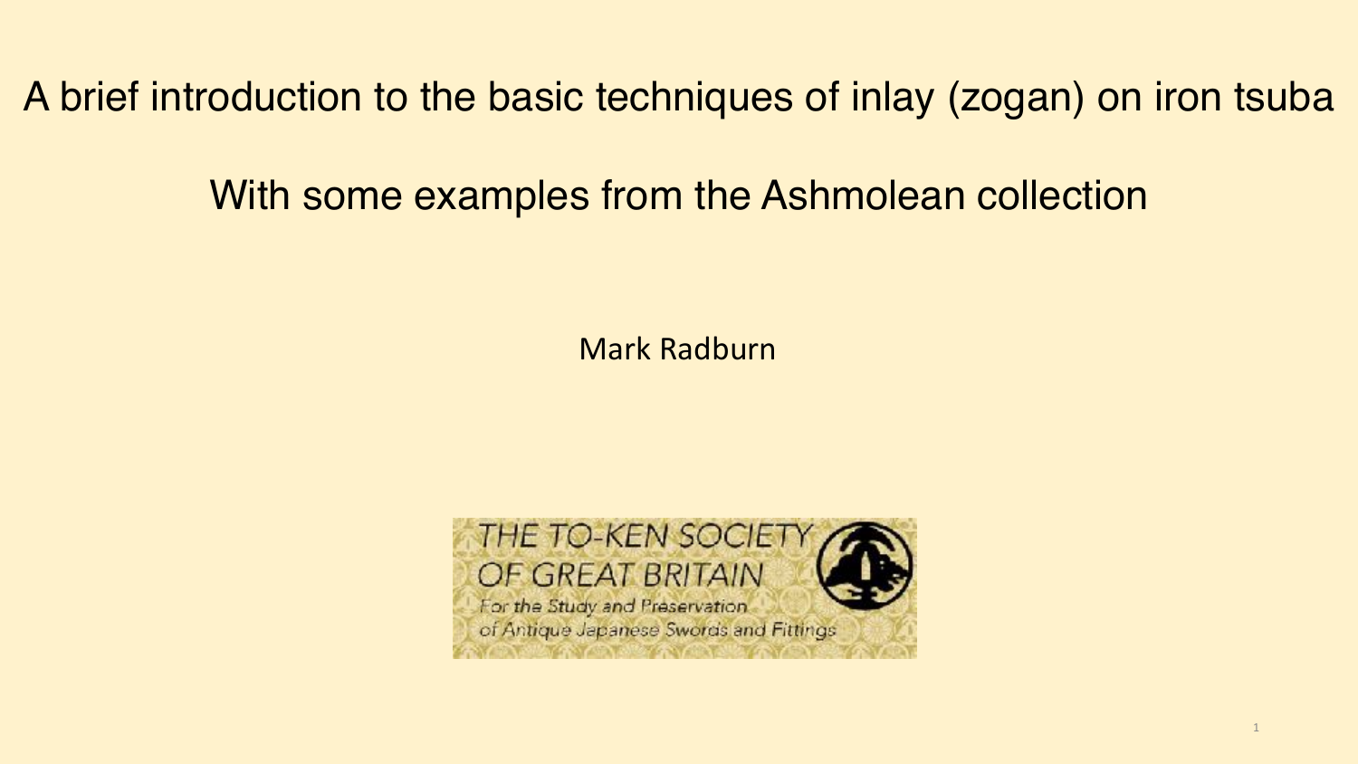# A brief introduction to the basic techniques of inlay (zogan) on iron tsuba

## With some examples from the Ashmolean collection

Mark Radburn

THE TO-KEN SOCIETY OF GREAT BRITAIN

For the Study and Preservation of Antique Japanese Swords and Fittings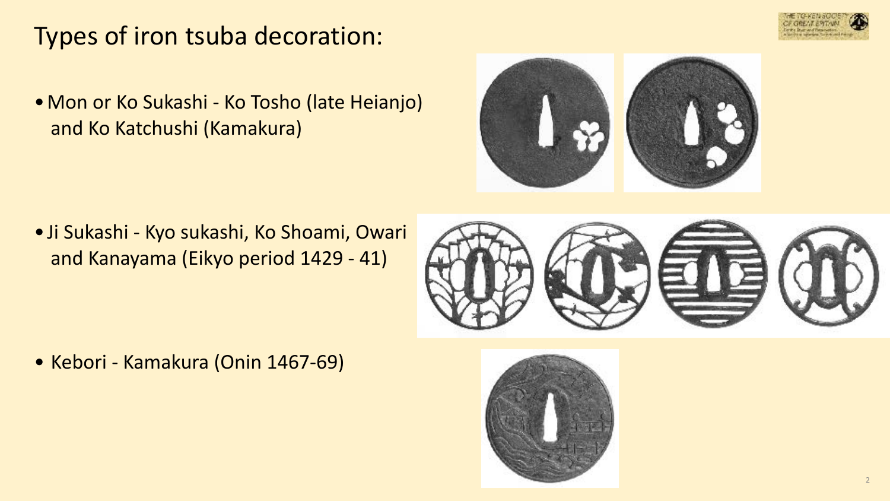# Types of iron tsuba decoration:

- Mon or Ko Sukashi - Ko Tosho (late Heianjo) and Ko Katchushi (Kamakura)

- Ji Sukashi - Kyo sukashi, Ko Shoami, Owari and Kanayama (Eikyo period 1429 - 41)

- Kebori - Kamakura (Onin 1467-69)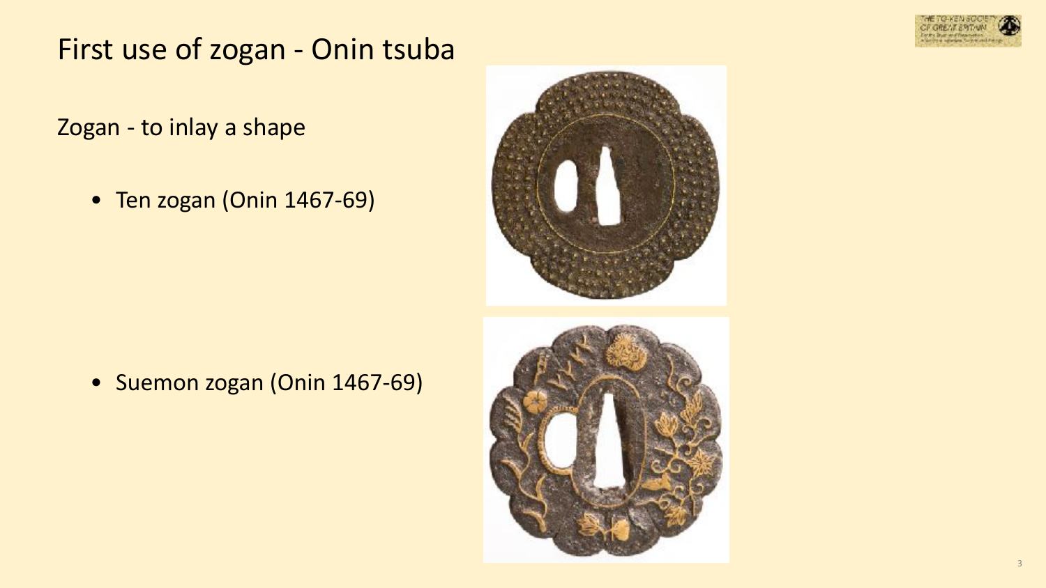# First use of zogan - Onin tsuba

Zogan - to inlay a shape

- Ten zogan (Onin 1467-69)

- Suemon zogan (Onin 1467-69)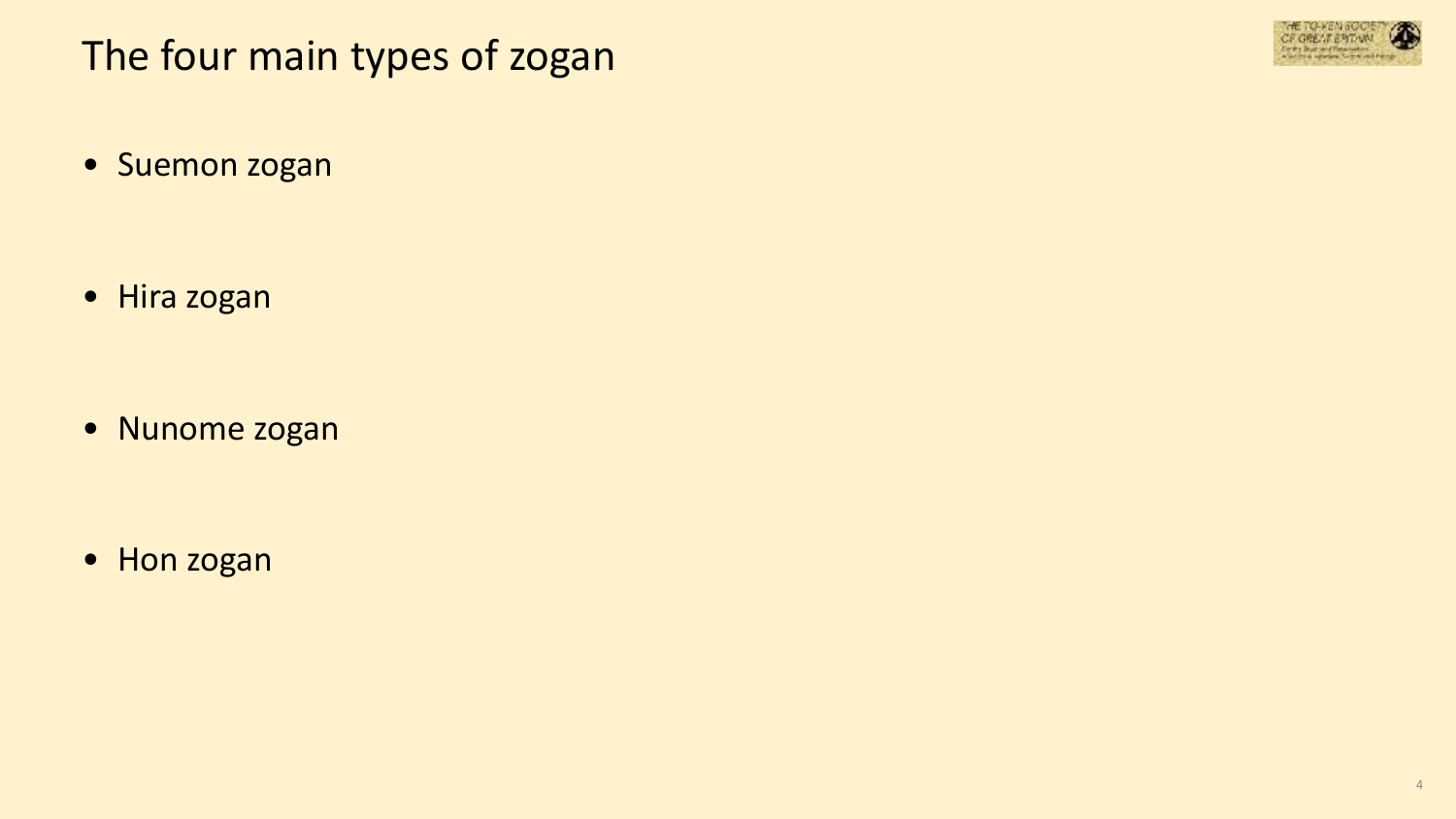# The four main types of zogan

- Suemon zogan
- Hira zogan
- Nunome zogan
- Hon zogan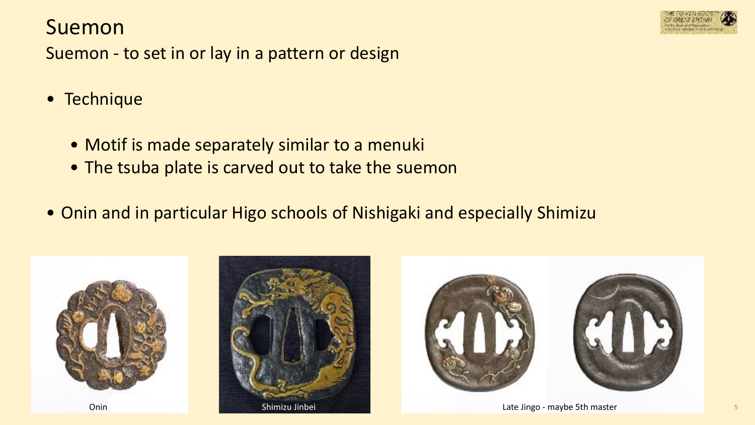# Suemon

Suemon - to set in or lay in a pattern or design

- Technique
  - Motif is made separately similar to a menuki
  - The tsuba plate is carved out to take the suemon
- Onin and in particular Higo schools of Nishigaki and especially Shimizu

Onin

Shimizu Jinbei

Late Jingo - maybe 5th master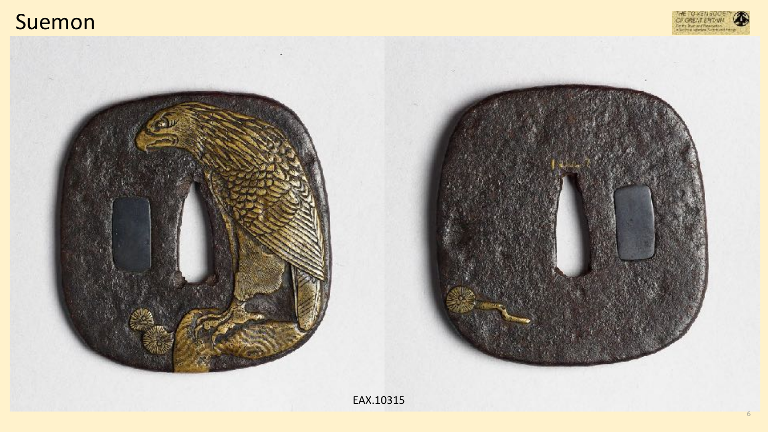# Suemon

EAX.10315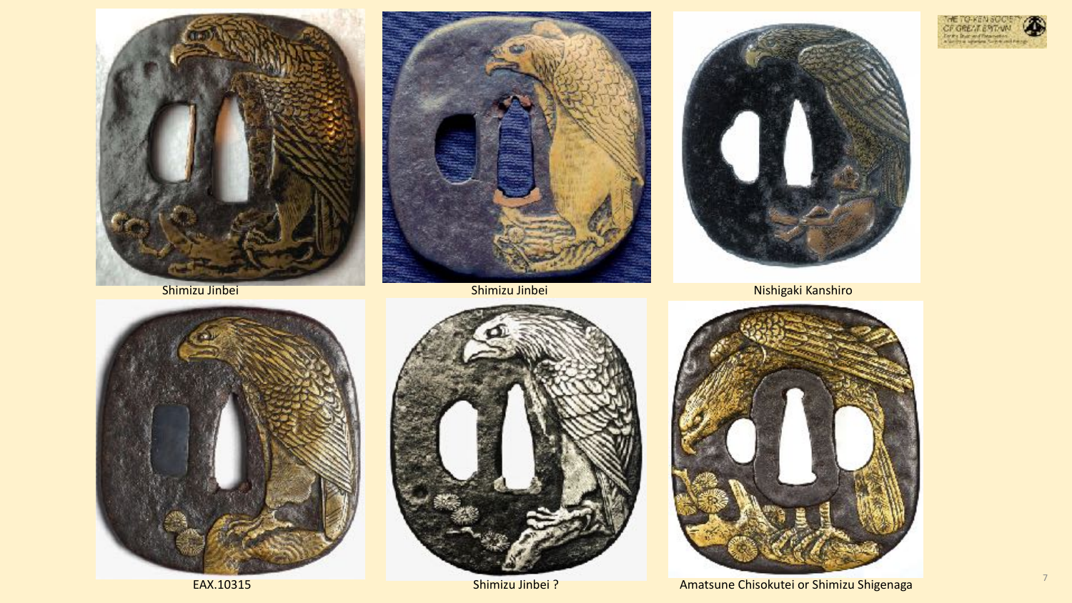Shimizu Jinbei

Shimizu Jinbei

Nishigaki Kanshiro

EAX.10315

Shimizu Jinbei ?

Amatsune Chisokutei or Shimizu Shigenaga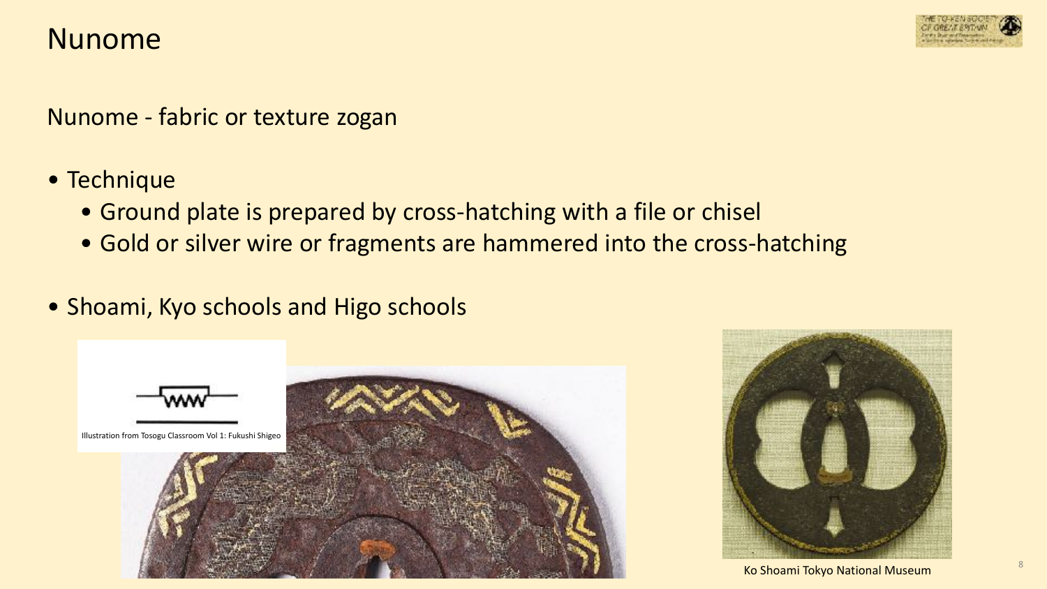# Nunome

Nunome - fabric or texture zogan

- Technique
  - Ground plate is prepared by cross-hatching with a file or chisel
  - Gold or silver wire or fragments are hammered into the cross-hatching
- Shoami, Kyo schools and Higo schools

Illustration from Tosogu Classroom Vol 1: Fukushi Shigeo

Ko Shoami Tokyo National Museum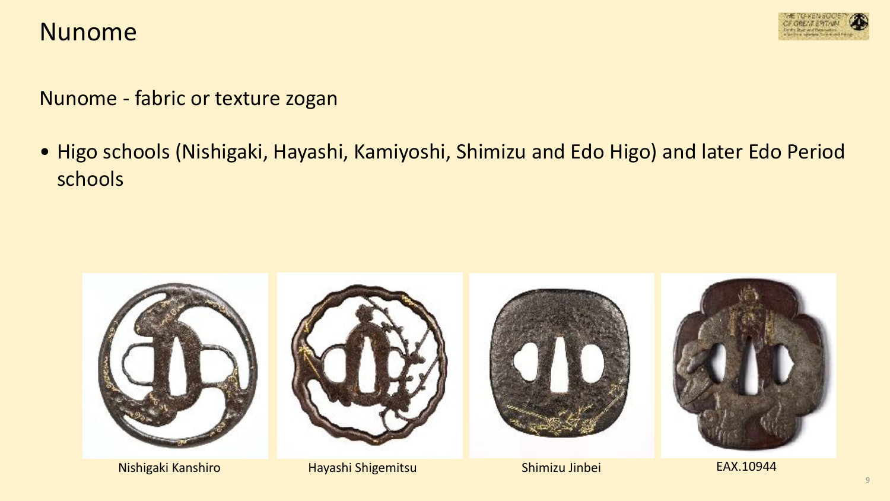# Nunome

Nunome - fabric or texture zogan

- Higo schools (Nishigaki, Hayashi, Kamiyoshi, Shimizu and Edo Higo) and later Edo Period schools

Nishigaki Kanshiro

Hayashi Shigemitsu

Shimizu Jinbei

EAX.10944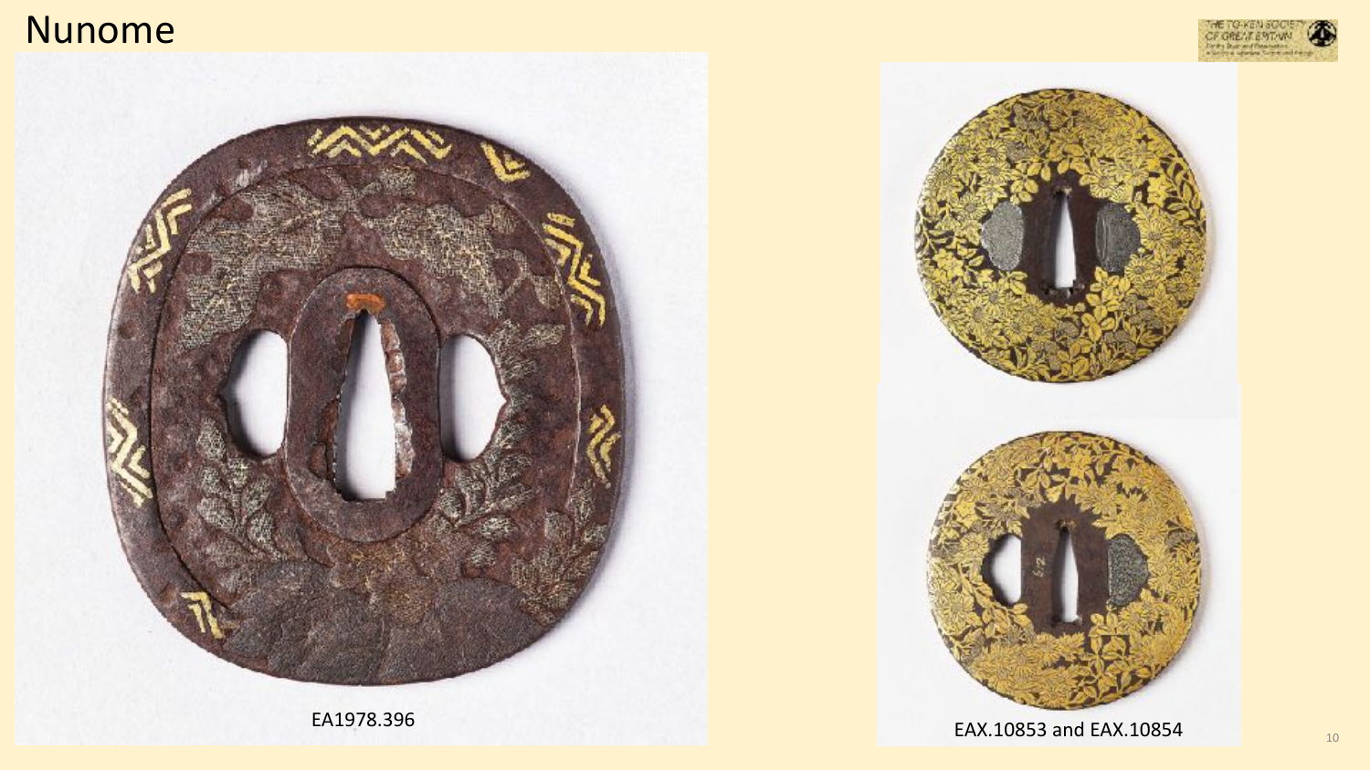# Nunome

EA1978.396

EAX.10853 and EAX.10854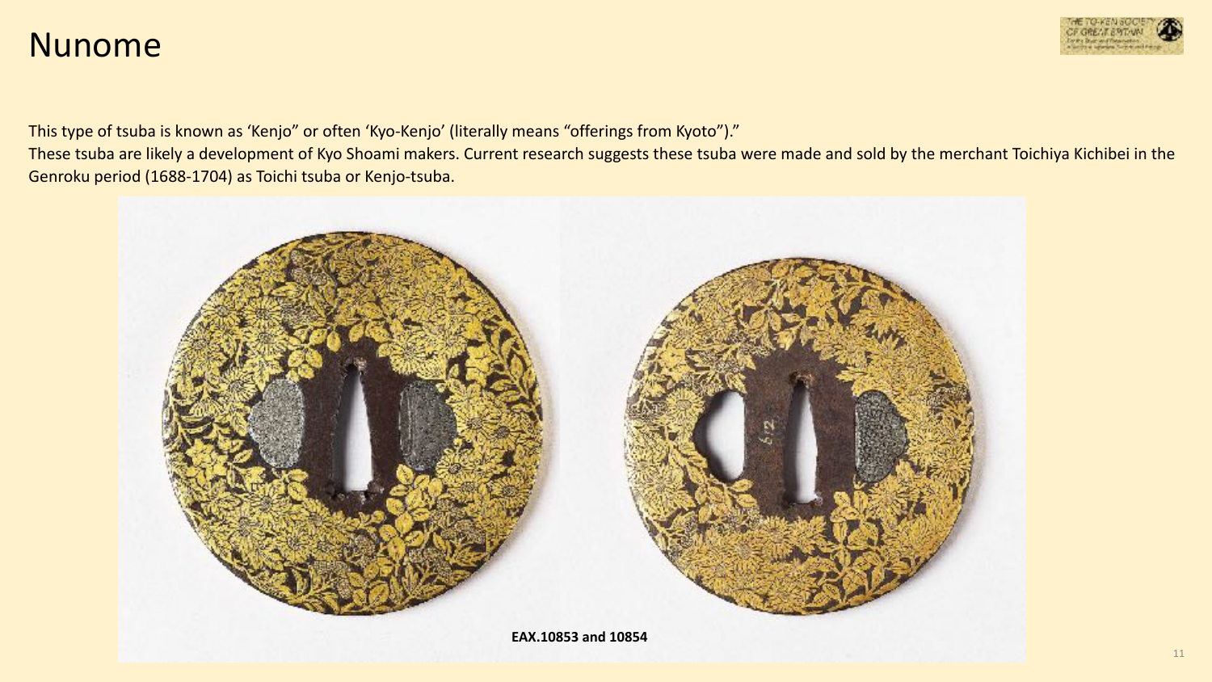# Nunome

This type of tsuba is known as 'Kenjo" or often 'Kyo-Kenjo' (literally means "offerings from Kyoto")."

These tsuba are likely a development of Kyo Shoami makers. Current research suggests these tsuba were made and sold by the merchant Toichiya Kichibei in the Genroku period (1688-1704) as Toichi tsuba or Kenjo-tsuba.

**EAX.10853 and 10854**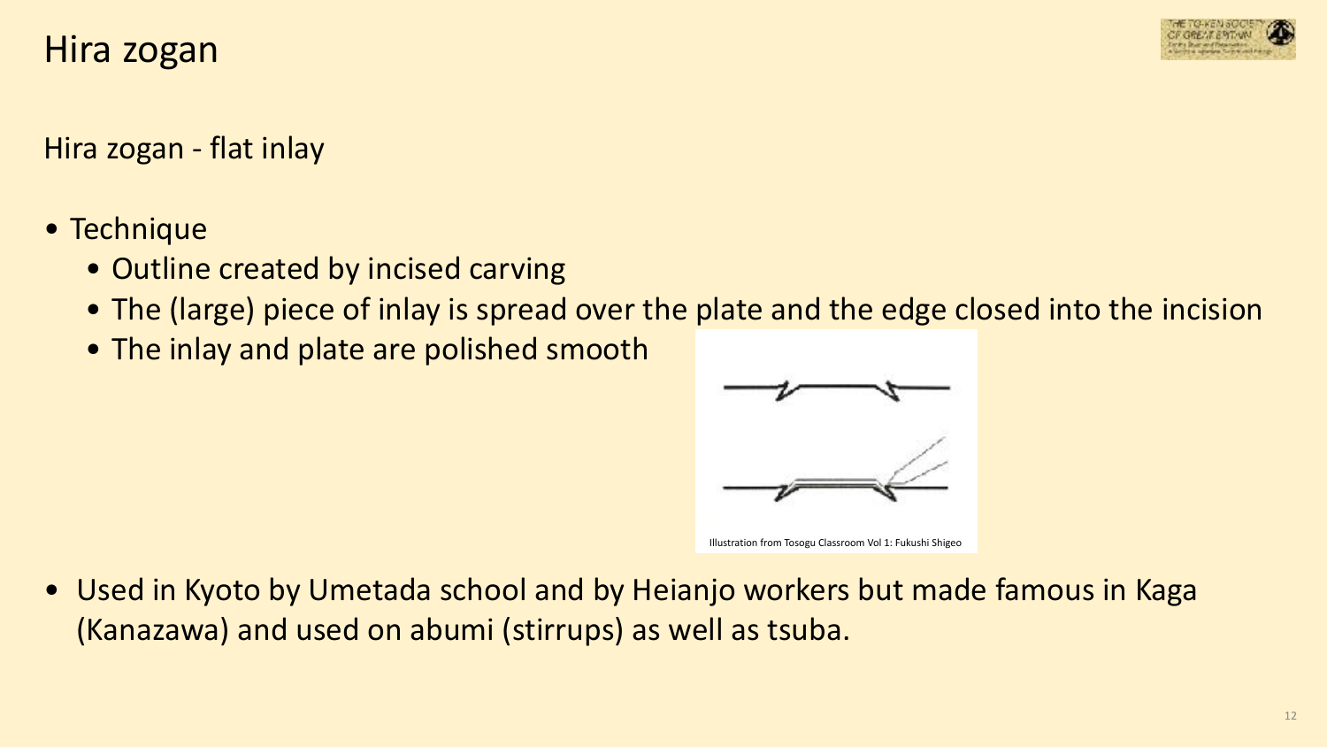# Hira zogan

Hira zogan - flat inlay

- Technique
  - Outline created by incised carving
  - The (large) piece of inlay is spread over the plate and the edge closed into the incision
  - The inlay and plate are polished smooth

Illustration from Tosogu Classroom Vol 1: Fukushi Shigeo

- Used in Kyoto by Umetada school and by Heianjo workers but made famous in Kaga (Kanazawa) and used on abumi (stirrups) as well as tsuba.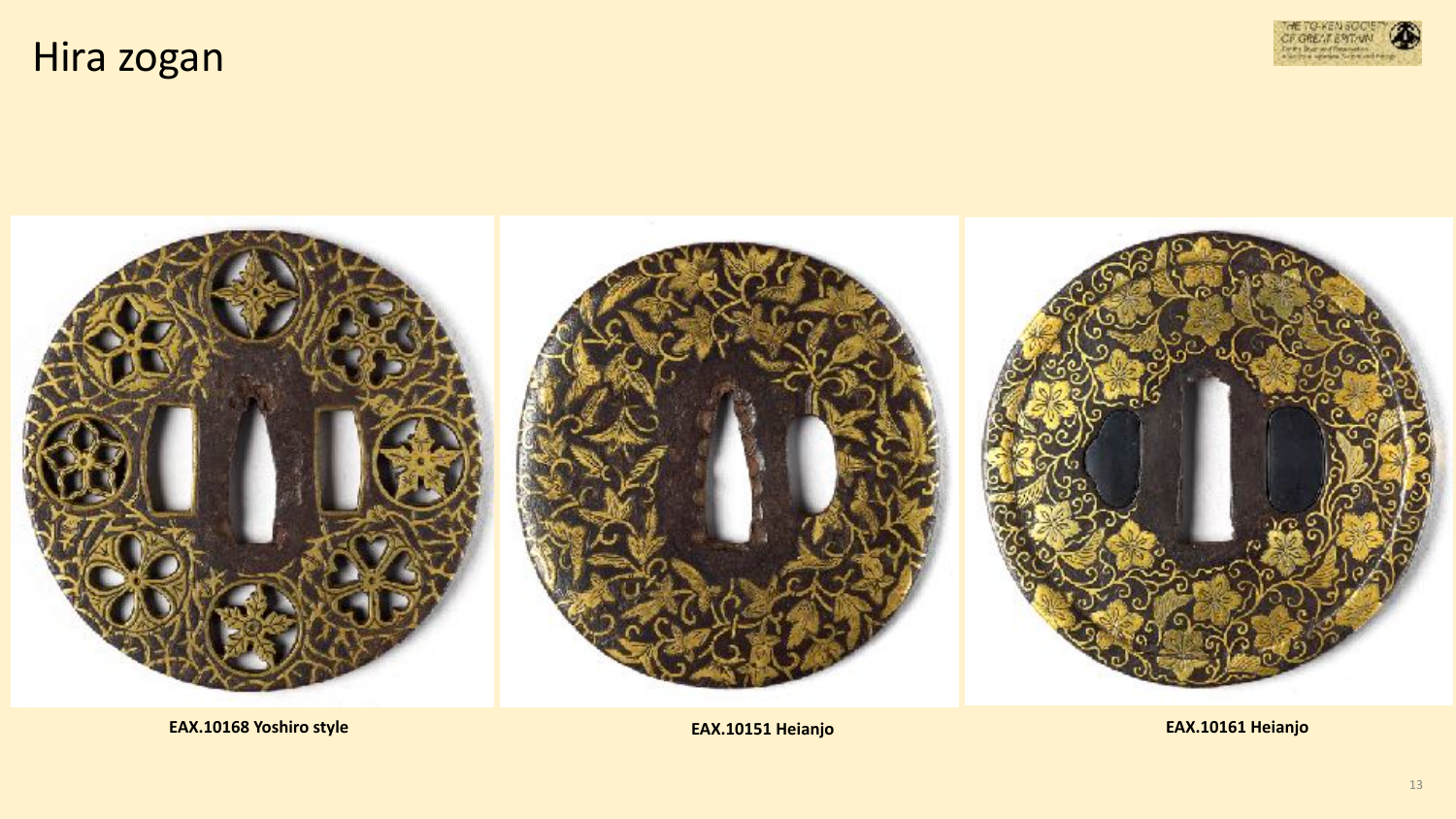# Hira zogan

**EAX.10168 Yoshiro style**

**EAX.10151 Heianjo**

**EAX.10161 Heianjo**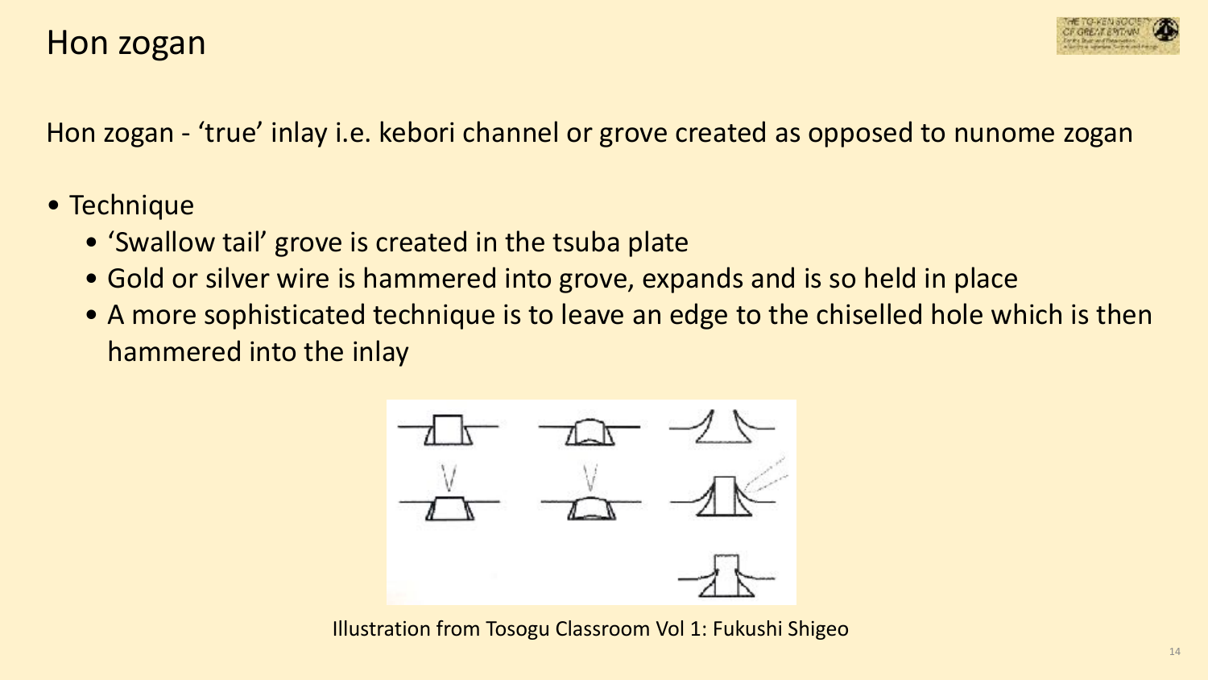# Hon zogan

Hon zogan - 'true' inlay i.e. kebori channel or grove created as opposed to nunome zogan

- Technique
  - 'Swallow tail' grove is created in the tsuba plate
  - Gold or silver wire is hammered into grove, expands and is so held in place
  - A more sophisticated technique is to leave an edge to the chiselled hole which is then hammered into the inlay

Illustration from Tosogu Classroom Vol 1: Fukushi Shigeo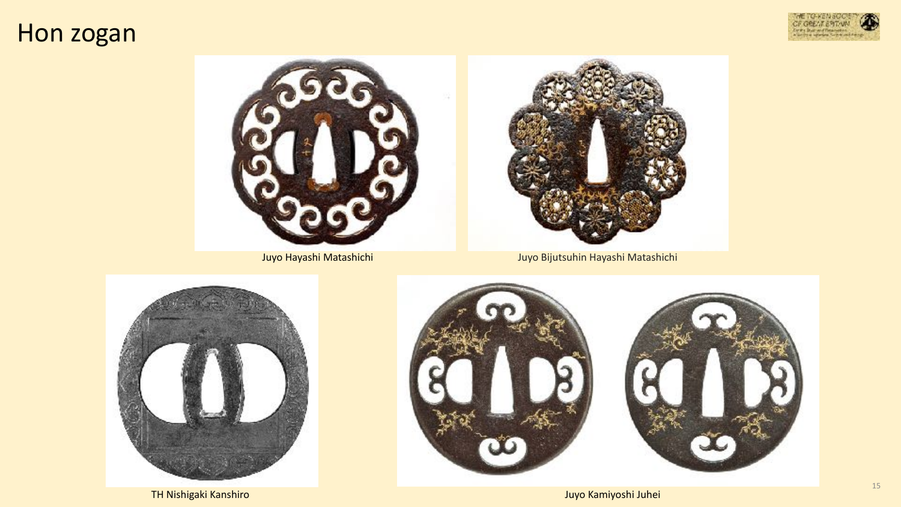# Hon zogan

Juyo Hayashi Matashichi

Juyo Bijutsuhin Hayashi Matashichi

TH Nishigaki Kanshiro

Juyo Kamiyoshi Juhei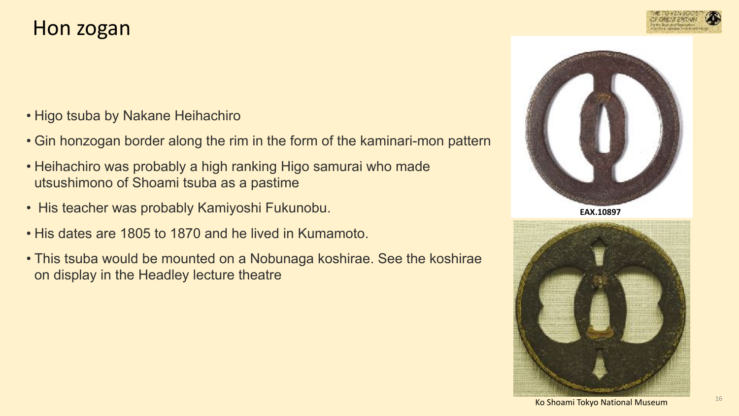# Hon zogan

- Higo tsuba by Nakane Heihachiro
- Gin honzogan border along the rim in the form of the kaminari-mon pattern
- Heihachiro was probably a high ranking Higo samurai who made utsushimono of Shoami tsuba as a pastime
- His teacher was probably Kamiyoshi Fukunobu.
- His dates are 1805 to 1870 and he lived in Kumamoto.
- This tsuba would be mounted on a Nobunaga koshirae. See the koshirae on display in the Headley lecture theatre

**EAX.10897**

Ko Shoami Tokyo National Museum